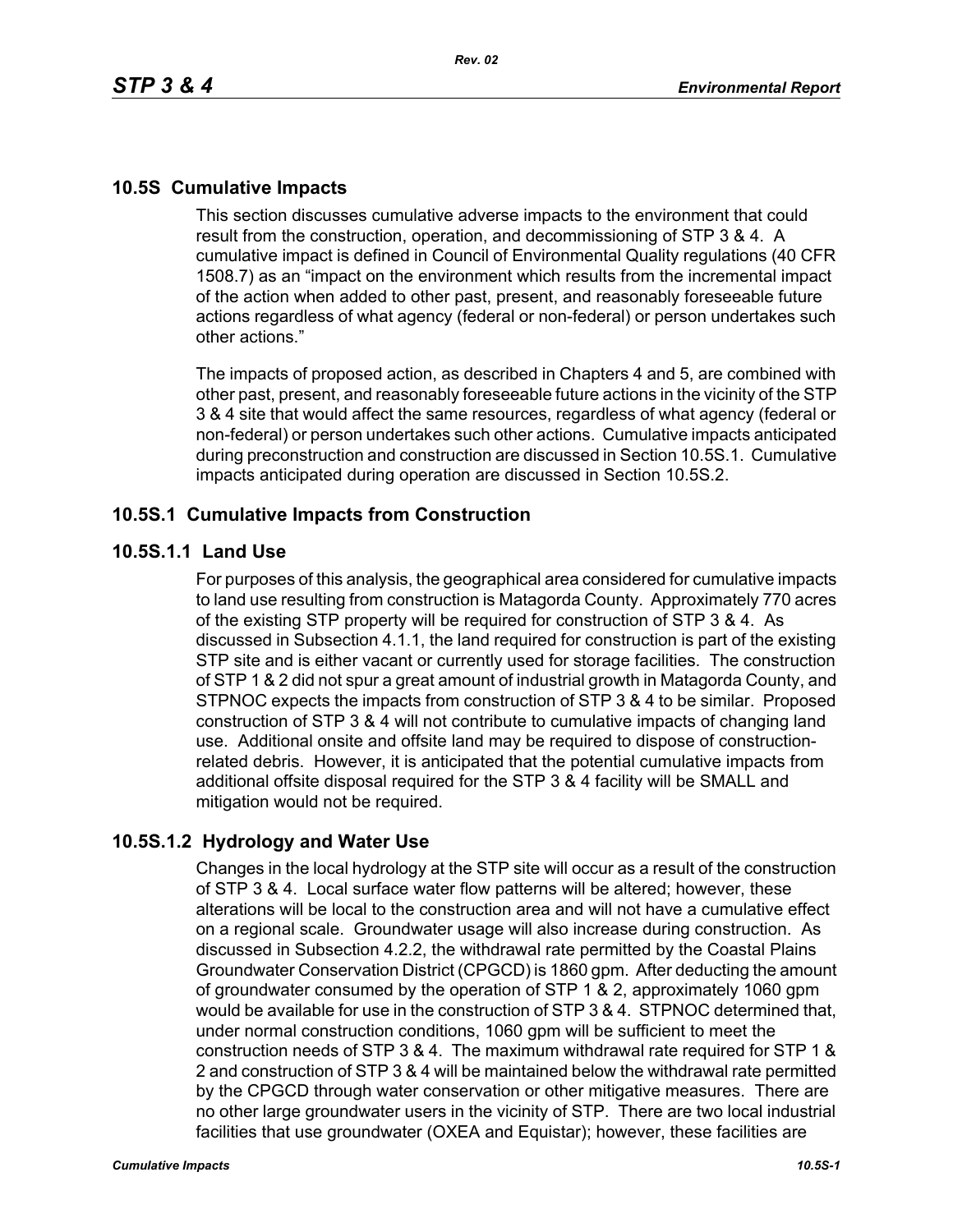## 10.5S Cumulative Impacts

This section discusses cumulative adverse impacts to the environment that could result from the construction, operation, and decommissioning of STP 3 & 4. A cumulative impact is defined in Council of Environmental Quality regulations (40 CFR 1508.7) as an "impact on the environment which results from the incremental impact of the action when added to other past, present, and reasonably foreseeable future actions regardless of what agency (federal or non-federal) or person undertakes such other actions."

The impacts of proposed action, as described in Chapters 4 and 5, are combined with other past, present, and reasonably foreseeable future actions in the vicinity of the STP 3 & 4 site that would affect the same resources, regardless of what agency (federal or non-federal) or person undertakes such other actions. Cumulative impacts anticipated during preconstruction and construction are discussed in Section 10.5S.1. Cumulative impacts anticipated during operation are discussed in Section 10.5S.2.

### 10.5S.1 Cumulative Impacts from Construction

#### 10.5S.1.1 Land Use

For purposes of this analysis, the geographical area considered for cumulative impacts to land use resulting from construction is Matagorda County. Approximately 770 acres of the existing STP property will be required for construction of STP 3 & 4. As discussed in Subsection 4.1.1, the land required for construction is part of the existing STP site and is either vacant or currently used for storage facilities. The construction of STP 1 & 2 did not spur a great amount of industrial growth in Matagorda County, and STPNOC expects the impacts from construction of STP 3 & 4 to be similar. Proposed construction of STP 3 & 4 will not contribute to cumulative impacts of changing land use. Additional onsite and offsite land may be required to dispose of construction-related debris. However, it is anticipated that the potential cumulative impacts from additional offsite disposal required for the STP 3 & 4 facility will be SMALL and mitigation would not be required.

#### 10.5S.1.2 Hydrology and Water Use

Changes in the local hydrology at the STP site will occur as a result of the construction of STP 3 & 4. Local surface water flow patterns will be altered; however, these alterations will be local to the construction area and will not have a cumulative effect on a regional scale. Groundwater usage will also increase during construction. As discussed in Subsection 4.2.2, the withdrawal rate permitted by the Coastal Plains Groundwater Conservation District (CPGCD) is 1860 gpm. After deducting the amount of groundwater consumed by the operation of STP 1 & 2, approximately 1060 gpm would be available for use in the construction of STP 3 & 4. STPNOC determined that, under normal construction conditions, 1060 gpm will be sufficient to meet the construction needs of STP 3 & 4. The maximum withdrawal rate required for STP 1 & 2 and construction of STP 3 & 4 will be maintained below the withdrawal rate permitted by the CPGCD through water conservation or other mitigative measures. There are no other large groundwater users in the vicinity of STP. There are two local industrial facilities that use groundwater (OXEA and Equistar); however, these facilities are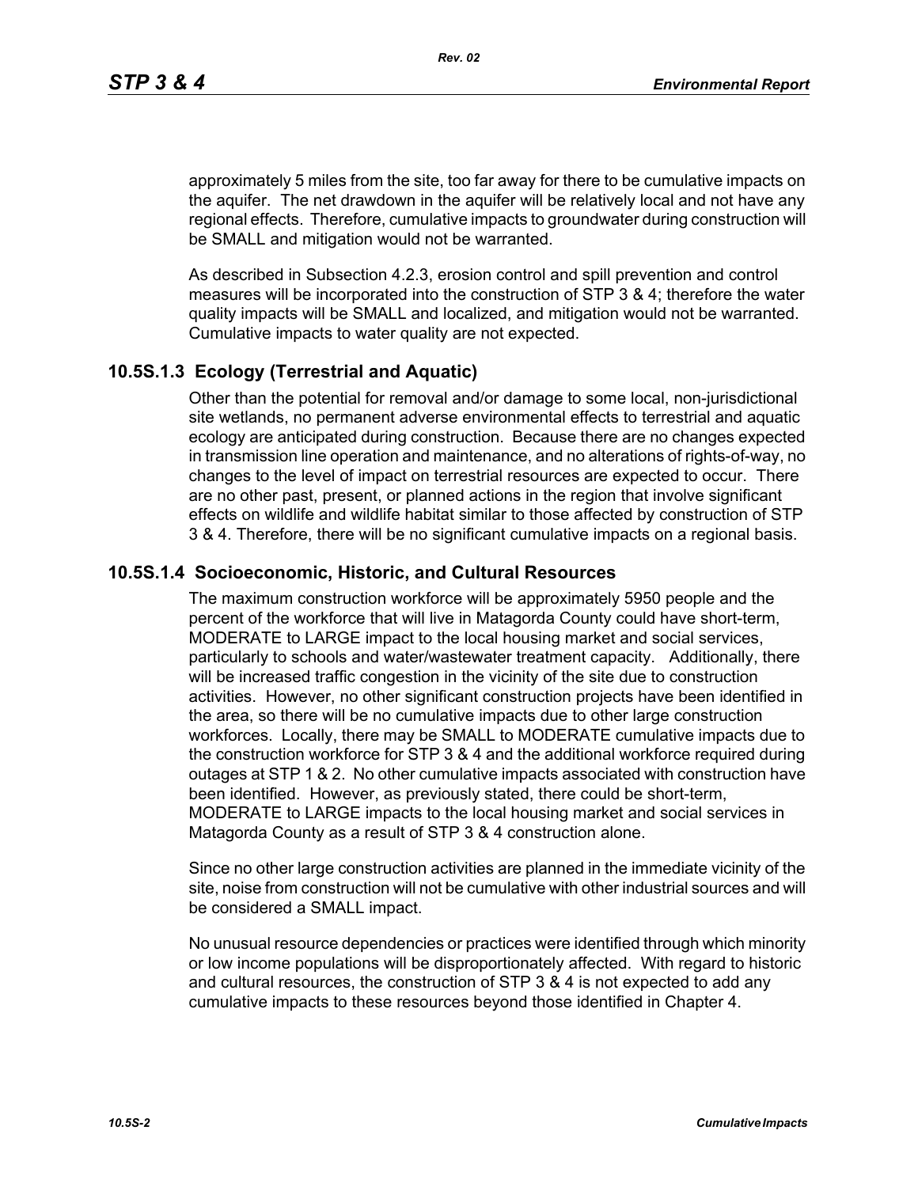approximately 5 miles from the site, too far away for there to be cumulative impacts on the aquifer. The net drawdown in the aquifer will be relatively local and not have any regional effects. Therefore, cumulative impacts to groundwater during construction will be SMALL and mitigation would not be warranted.

As described in Subsection 4.2.3, erosion control and spill prevention and control measures will be incorporated into the construction of STP 3 & 4; therefore the water quality impacts will be SMALL and localized, and mitigation would not be warranted. Cumulative impacts to water quality are not expected.

## 10.5S.1.3 Ecology (Terrestrial and Aquatic)

Other than the potential for removal and/or damage to some local, non-jurisdictional site wetlands, no permanent adverse environmental effects to terrestrial and aquatic ecology are anticipated during construction. Because there are no changes expected in transmission line operation and maintenance, and no alterations of rights-of-way, no changes to the level of impact on terrestrial resources are expected to occur. There are no other past, present, or planned actions in the region that involve significant effects on wildlife and wildlife habitat similar to those affected by construction of STP 3 & 4. Therefore, there will be no significant cumulative impacts on a regional basis.

## 10.5S.1.4 Socioeconomic, Historic, and Cultural Resources

The maximum construction workforce will be approximately 5950 people and the percent of the workforce that will live in Matagorda County could have short-term, MODERATE to LARGE impact to the local housing market and social services, particularly to schools and water/wastewater treatment capacity. Additionally, there will be increased traffic congestion in the vicinity of the site due to construction activities. However, no other significant construction projects have been identified in the area, so there will be no cumulative impacts due to other large construction workforces. Locally, there may be SMALL to MODERATE cumulative impacts due to the construction workforce for STP 3 & 4 and the additional workforce required during outages at STP 1 & 2. No other cumulative impacts associated with construction have been identified. However, as previously stated, there could be short-term, MODERATE to LARGE impacts to the local housing market and social services in Matagorda County as a result of STP 3 & 4 construction alone.

Since no other large construction activities are planned in the immediate vicinity of the site, noise from construction will not be cumulative with other industrial sources and will be considered a SMALL impact.

No unusual resource dependencies or practices were identified through which minority or low income populations will be disproportionately affected. With regard to historic and cultural resources, the construction of STP 3 & 4 is not expected to add any cumulative impacts to these resources beyond those identified in Chapter 4.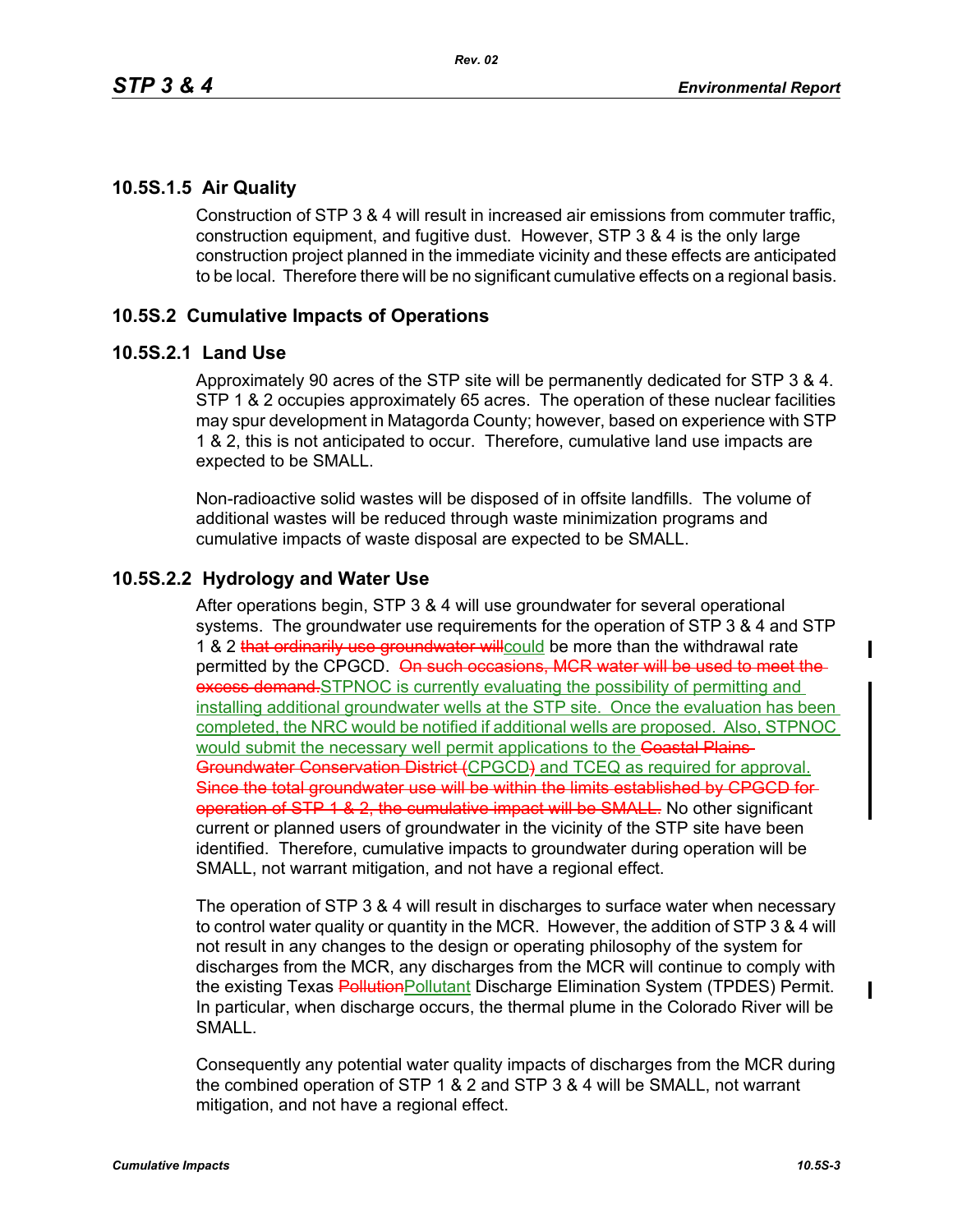### 10.5S.1.5 Air Quality

Construction of STP 3 & 4 will result in increased air emissions from commuter traffic, construction equipment, and fugitive dust. However, STP 3 & 4 is the only large construction project planned in the immediate vicinity and these effects are anticipated to be local. Therefore there will be no significant cumulative effects on a regional basis.

## 10.5S.2 Cumulative Impacts of Operations

### 10.5S.2.1 Land Use

Approximately 90 acres of the STP site will be permanently dedicated for STP 3 & 4. STP 1 & 2 occupies approximately 65 acres. The operation of these nuclear facilities may spur development in Matagorda County; however, based on experience with STP 1 & 2, this is not anticipated to occur. Therefore, cumulative land use impacts are expected to be SMALL.

Non-radioactive solid wastes will be disposed of in offsite landfills. The volume of additional wastes will be reduced through waste minimization programs and cumulative impacts of waste disposal are expected to be SMALL.

### 10.5S.2.2 Hydrology and Water Use

After operations begin, STP 3 & 4 will use groundwater for several operational systems. The groundwater use requirements for the operation of STP 3 & 4 and STP 1 & 2 ~~that ordinarily use groundwater will~~could be more than the withdrawal rate permitted by the CPGCD. ~~On such occasions, MCR water will be used to meet the excess demand.~~STPNOC is currently evaluating the possibility of permitting and installing additional groundwater wells at the STP site. Once the evaluation has been completed, the NRC would be notified if additional wells are proposed. Also, STPNOC would submit the necessary well permit applications to the ~~Coastal Plains Groundwater Conservation District (~~CPGCD~~)~~ and TCEQ as required for approval. ~~Since the total groundwater use will be within the limits established by CPGCD for operation of STP 1 & 2, the cumulative impact will be SMALL.~~ No other significant current or planned users of groundwater in the vicinity of the STP site have been identified. Therefore, cumulative impacts to groundwater during operation will be SMALL, not warrant mitigation, and not have a regional effect.

The operation of STP 3 & 4 will result in discharges to surface water when necessary to control water quality or quantity in the MCR. However, the addition of STP 3 & 4 will not result in any changes to the design or operating philosophy of the system for discharges from the MCR, any discharges from the MCR will continue to comply with the existing Texas ~~Pollution~~Pollutant Discharge Elimination System (TPDES) Permit. In particular, when discharge occurs, the thermal plume in the Colorado River will be SMALL.

Consequently any potential water quality impacts of discharges from the MCR during the combined operation of STP 1 & 2 and STP 3 & 4 will be SMALL, not warrant mitigation, and not have a regional effect.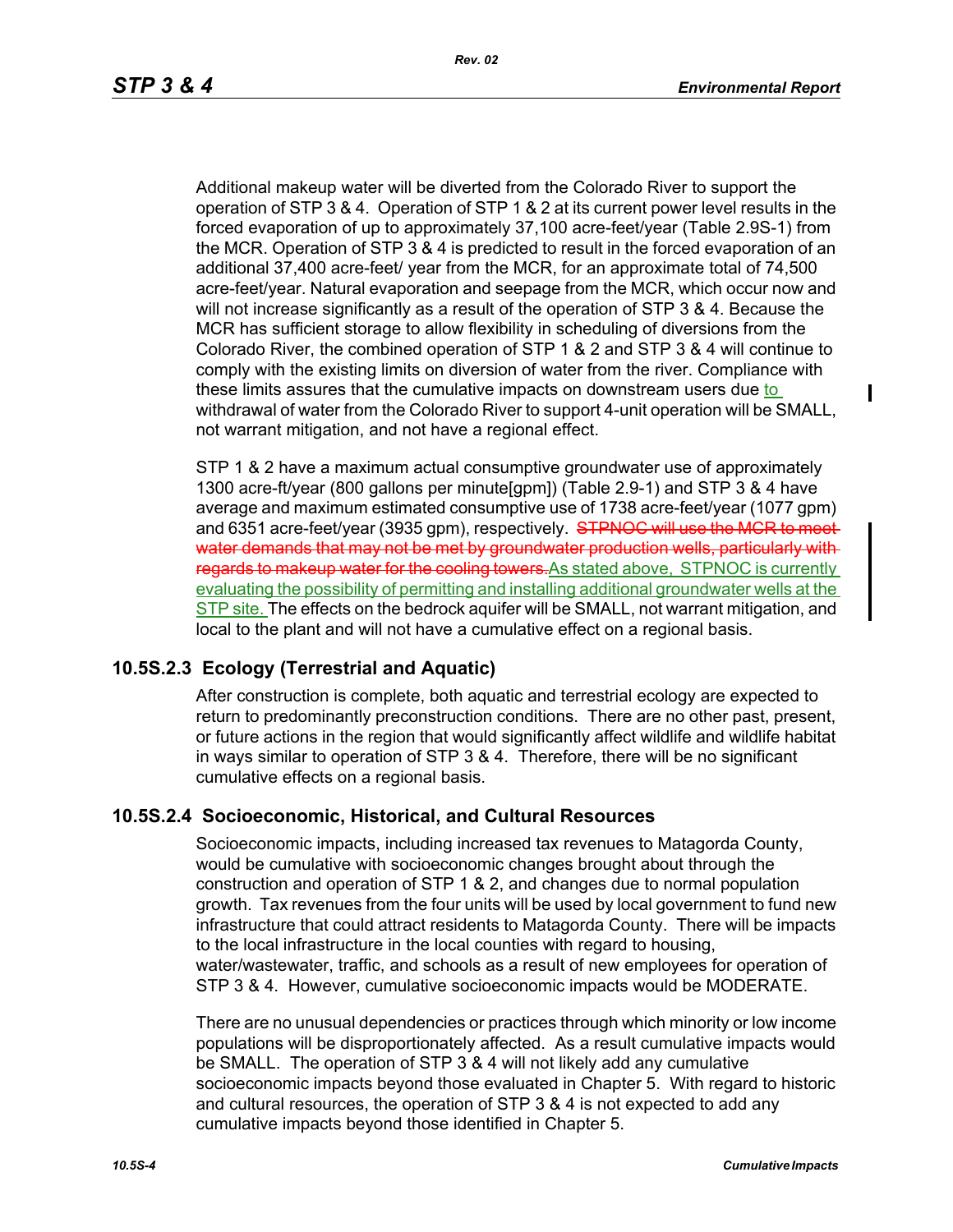Additional makeup water will be diverted from the Colorado River to support the operation of STP 3 & 4. Operation of STP 1 & 2 at its current power level results in the forced evaporation of up to approximately 37,100 acre-feet/year (Table 2.9S-1) from the MCR. Operation of STP 3 & 4 is predicted to result in the forced evaporation of an additional 37,400 acre-feet/ year from the MCR, for an approximate total of 74,500 acre-feet/year. Natural evaporation and seepage from the MCR, which occur now and will not increase significantly as a result of the operation of STP 3 & 4. Because the MCR has sufficient storage to allow flexibility in scheduling of diversions from the Colorado River, the combined operation of STP 1 & 2 and STP 3 & 4 will continue to comply with the existing limits on diversion of water from the river. Compliance with these limits assures that the cumulative impacts on downstream users due to withdrawal of water from the Colorado River to support 4-unit operation will be SMALL, not warrant mitigation, and not have a regional effect.

STP 1 & 2 have a maximum actual consumptive groundwater use of approximately 1300 acre-ft/year (800 gallons per minute[gpm]) (Table 2.9-1) and STP 3 & 4 have average and maximum estimated consumptive use of 1738 acre-feet/year (1077 gpm) and 6351 acre-feet/year (3935 gpm), respectively. ~~STPNOC will use the MCR to meet water demands that may not be met by groundwater production wells, particularly with regards to makeup water for the cooling towers.~~ As stated above, STPNOC is currently evaluating the possibility of permitting and installing additional groundwater wells at the STP site. The effects on the bedrock aquifer will be SMALL, not warrant mitigation, and local to the plant and will not have a cumulative effect on a regional basis.

## 10.5S.2.3 Ecology (Terrestrial and Aquatic)

After construction is complete, both aquatic and terrestrial ecology are expected to return to predominantly preconstruction conditions. There are no other past, present, or future actions in the region that would significantly affect wildlife and wildlife habitat in ways similar to operation of STP 3 & 4. Therefore, there will be no significant cumulative effects on a regional basis.

## 10.5S.2.4 Socioeconomic, Historical, and Cultural Resources

Socioeconomic impacts, including increased tax revenues to Matagorda County, would be cumulative with socioeconomic changes brought about through the construction and operation of STP 1 & 2, and changes due to normal population growth. Tax revenues from the four units will be used by local government to fund new infrastructure that could attract residents to Matagorda County. There will be impacts to the local infrastructure in the local counties with regard to housing, water/wastewater, traffic, and schools as a result of new employees for operation of STP 3 & 4. However, cumulative socioeconomic impacts would be MODERATE.

There are no unusual dependencies or practices through which minority or low income populations will be disproportionately affected. As a result cumulative impacts would be SMALL. The operation of STP 3 & 4 will not likely add any cumulative socioeconomic impacts beyond those evaluated in Chapter 5. With regard to historic and cultural resources, the operation of STP 3 & 4 is not expected to add any cumulative impacts beyond those identified in Chapter 5.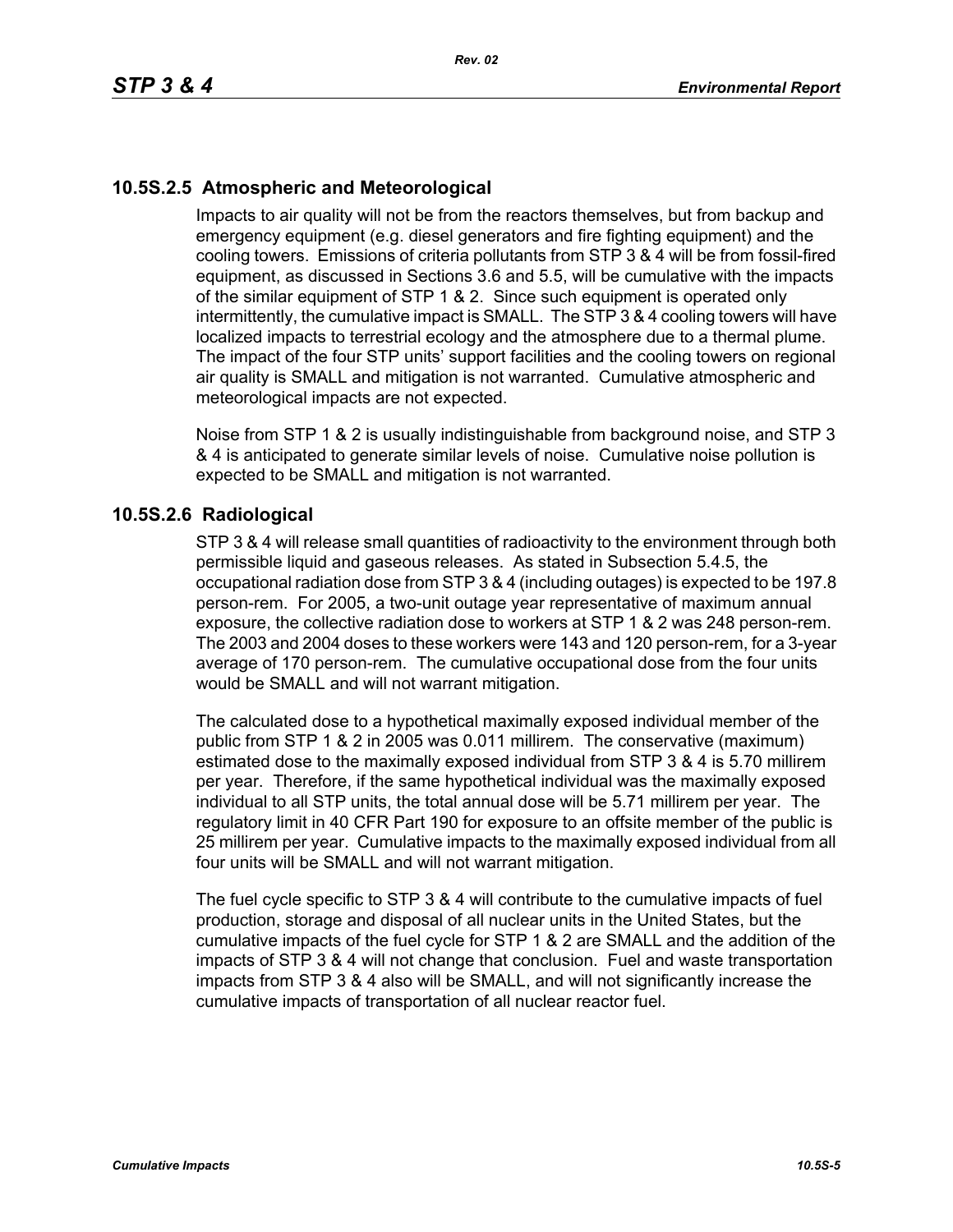### 10.5S.2.5 Atmospheric and Meteorological

Impacts to air quality will not be from the reactors themselves, but from backup and emergency equipment (e.g. diesel generators and fire fighting equipment) and the cooling towers. Emissions of criteria pollutants from STP 3 & 4 will be from fossil-fired equipment, as discussed in Sections 3.6 and 5.5, will be cumulative with the impacts of the similar equipment of STP 1 & 2. Since such equipment is operated only intermittently, the cumulative impact is SMALL. The STP 3 & 4 cooling towers will have localized impacts to terrestrial ecology and the atmosphere due to a thermal plume. The impact of the four STP units' support facilities and the cooling towers on regional air quality is SMALL and mitigation is not warranted. Cumulative atmospheric and meteorological impacts are not expected.

Noise from STP 1 & 2 is usually indistinguishable from background noise, and STP 3 & 4 is anticipated to generate similar levels of noise. Cumulative noise pollution is expected to be SMALL and mitigation is not warranted.

### 10.5S.2.6 Radiological

STP 3 & 4 will release small quantities of radioactivity to the environment through both permissible liquid and gaseous releases. As stated in Subsection 5.4.5, the occupational radiation dose from STP 3 & 4 (including outages) is expected to be 197.8 person-rem. For 2005, a two-unit outage year representative of maximum annual exposure, the collective radiation dose to workers at STP 1 & 2 was 248 person-rem. The 2003 and 2004 doses to these workers were 143 and 120 person-rem, for a 3-year average of 170 person-rem. The cumulative occupational dose from the four units would be SMALL and will not warrant mitigation.

The calculated dose to a hypothetical maximally exposed individual member of the public from STP 1 & 2 in 2005 was 0.011 millirem. The conservative (maximum) estimated dose to the maximally exposed individual from STP 3 & 4 is 5.70 millirem per year. Therefore, if the same hypothetical individual was the maximally exposed individual to all STP units, the total annual dose will be 5.71 millirem per year. The regulatory limit in 40 CFR Part 190 for exposure to an offsite member of the public is 25 millirem per year. Cumulative impacts to the maximally exposed individual from all four units will be SMALL and will not warrant mitigation.

The fuel cycle specific to STP 3 & 4 will contribute to the cumulative impacts of fuel production, storage and disposal of all nuclear units in the United States, but the cumulative impacts of the fuel cycle for STP 1 & 2 are SMALL and the addition of the impacts of STP 3 & 4 will not change that conclusion. Fuel and waste transportation impacts from STP 3 & 4 also will be SMALL, and will not significantly increase the cumulative impacts of transportation of all nuclear reactor fuel.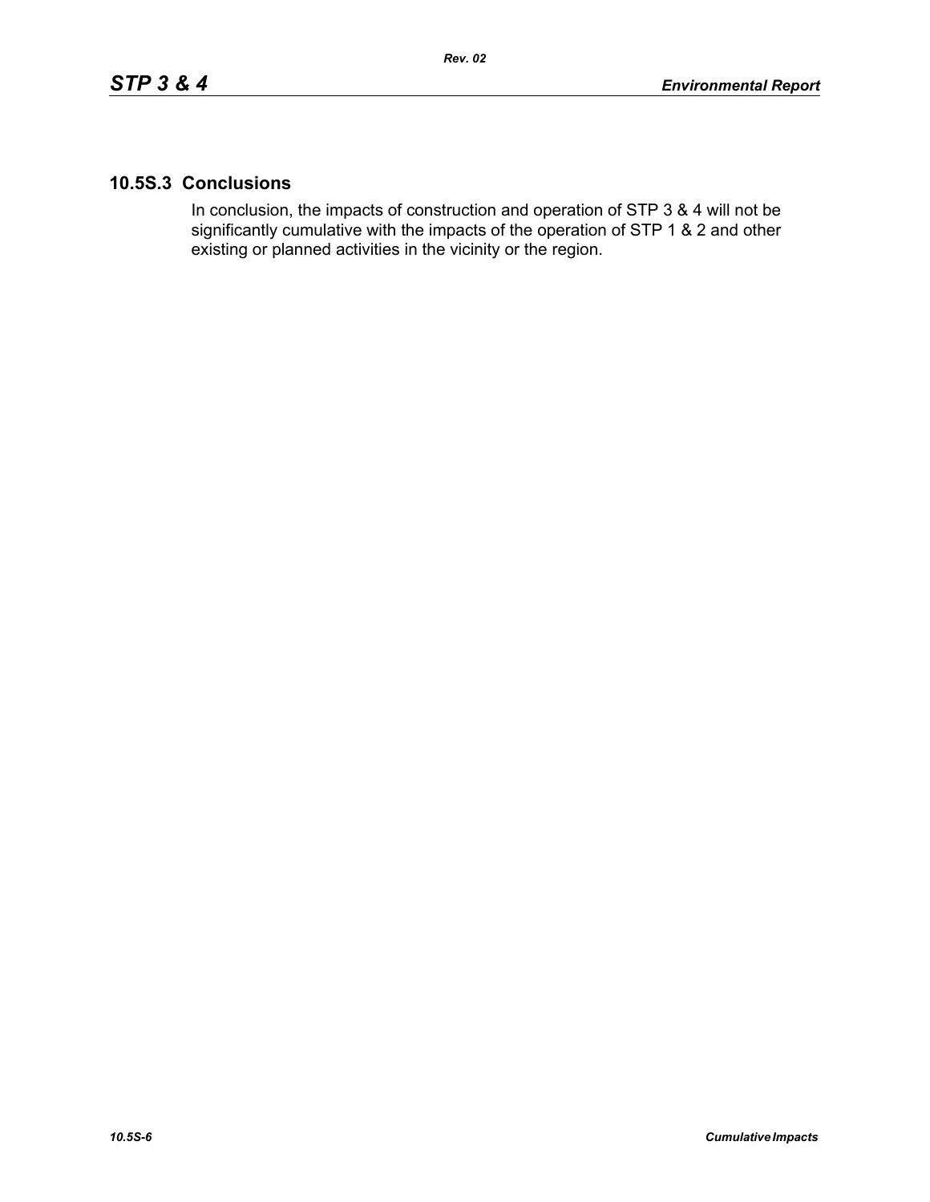## 10.5S.3 Conclusions

In conclusion, the impacts of construction and operation of STP 3 & 4 will not be significantly cumulative with the impacts of the operation of STP 1 & 2 and other existing or planned activities in the vicinity or the region.